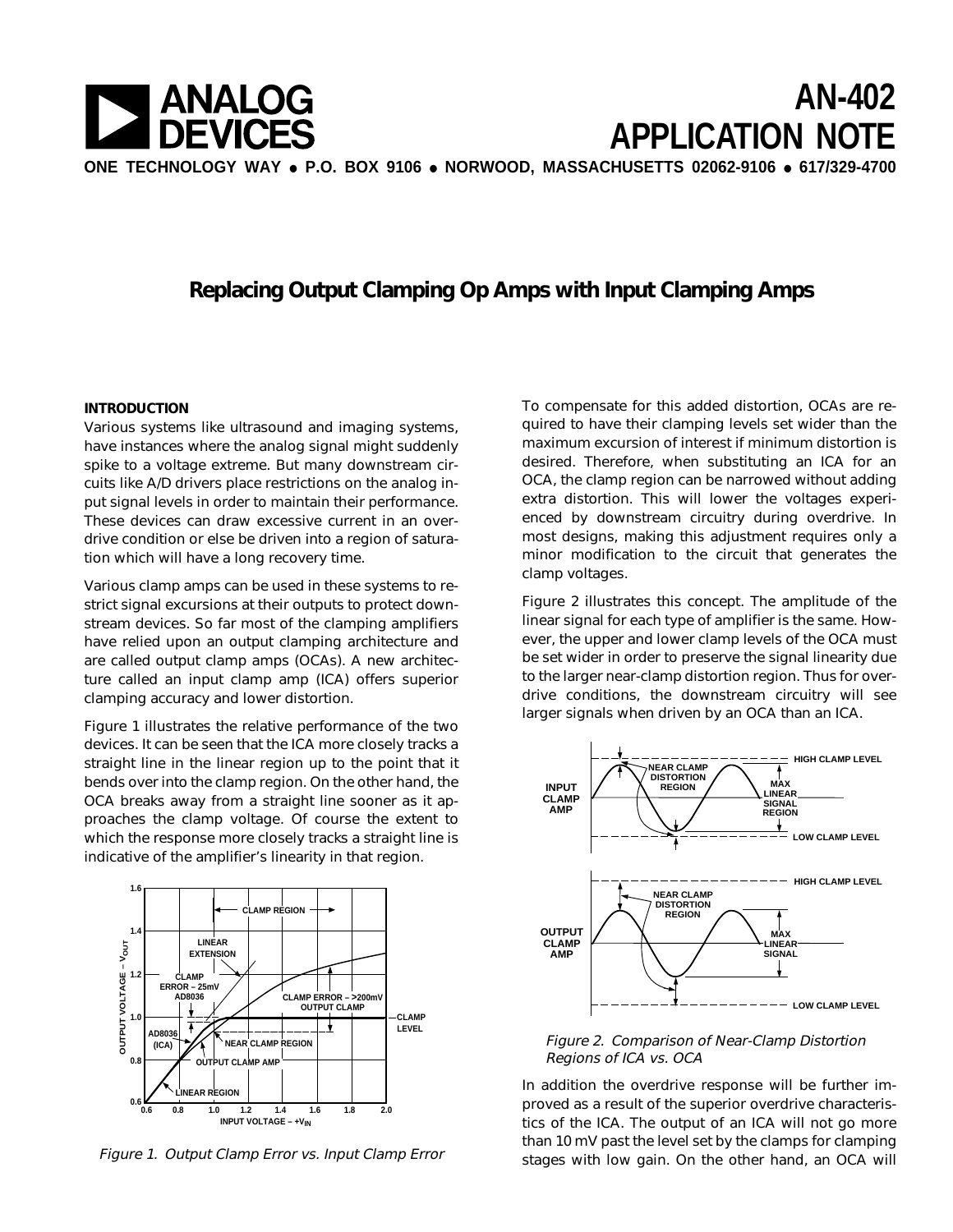# AN-402 APPLICATION NOTE

ONE TECHNOLOGY WAY • P.O. BOX 9106 • NORWOOD, MASSACHUSETTS 02062-9106 • 617/329-4700

## Replacing Output Clamping Op Amps with Input Clamping Amps

### INTRODUCTION

Various systems like ultrasound and imaging systems, have instances where the analog signal might suddenly spike to a voltage extreme. But many downstream circuits like A/D drivers place restrictions on the analog input signal levels in order to maintain their performance. These devices can draw excessive current in an overdrive condition or else be driven into a region of saturation which will have a long recovery time.

Various clamp amps can be used in these systems to restrict signal excursions at their outputs to protect downstream devices. So far most of the clamping amplifiers have relied upon an output clamping architecture and are called output clamp amps (OCAs). A new architecture called an input clamp amp (ICA) offers superior clamping accuracy and lower distortion.

Figure 1 illustrates the relative performance of the two devices. It can be seen that the ICA more closely tracks a straight line in the linear region up to the point that it bends over into the clamp region. On the other hand, the OCA breaks away from a straight line sooner as it approaches the clamp voltage. Of course the extent to which the response more closely tracks a straight line is indicative of the amplifier's linearity in that region.

1.6
1.4
1.2
1.0
0.8
0.6
OUTPUT VOLTAGE – $V_{OUT}$
0.6 0.8 1.0 1.2 1.4 1.6 1.8 2.0
INPUT VOLTAGE – $+V_{IN}$
CLAMP REGION
LINEAR EXTENSION
CLAMP ERROR – 25mV AD8036
CLAMP ERROR – >200mV OUTPUT CLAMP
CLAMP LEVEL
AD8036 (ICA)
NEAR CLAMP REGION
OUTPUT CLAMP AMP
LINEAR REGION

*Figure 1. Output Clamp Error vs. Input Clamp Error*

To compensate for this added distortion, OCAs are required to have their clamping levels set wider than the maximum excursion of interest if minimum distortion is desired. Therefore, when substituting an ICA for an OCA, the clamp region can be narrowed without adding extra distortion. This will lower the voltages experienced by downstream circuitry during overdrive. In most designs, making this adjustment requires only a minor modification to the circuit that generates the clamp voltages.

Figure 2 illustrates this concept. The amplitude of the linear signal for each type of amplifier is the same. However, the upper and lower clamp levels of the OCA must be set wider in order to preserve the signal linearity due to the larger near-clamp distortion region. Thus for overdrive conditions, the downstream circuitry will see larger signals when driven by an OCA than an ICA.

INPUT CLAMP AMP
HIGH CLAMP LEVEL
NEAR CLAMP DISTORTION REGION
MAX LINEAR SIGNAL REGION
LOW CLAMP LEVEL
OUTPUT CLAMP AMP
HIGH CLAMP LEVEL
NEAR CLAMP DISTORTION REGION
MAX LINEAR SIGNAL
LOW CLAMP LEVEL

*Figure 2. Comparison of Near-Clamp Distortion Regions of ICA vs. OCA*

In addition the overdrive response will be further improved as a result of the superior overdrive characteristics of the ICA. The output of an ICA will not go more than 10 mV past the level set by the clamps for clamping stages with low gain. On the other hand, an OCA will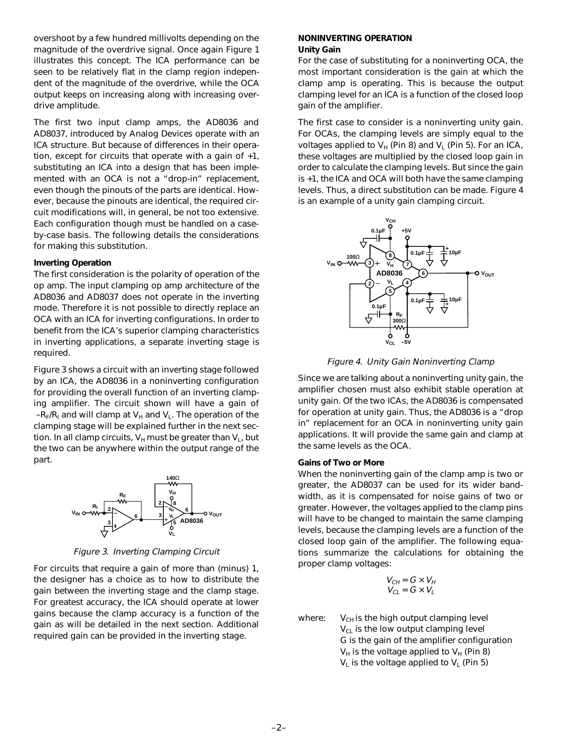overshoot by a few hundred millivolts depending on the magnitude of the overdrive signal. Once again Figure 1 illustrates this concept. The ICA performance can be seen to be relatively flat in the clamp region independent of the magnitude of the overdrive, while the OCA output keeps on increasing along with increasing overdrive amplitude.

The first two input clamp amps, the AD8036 and AD8037, introduced by Analog Devices operate with an ICA structure. But because of differences in their operation, except for circuits that operate with a gain of +1, substituting an ICA into a design that has been implemented with an OCA is not a "drop-in" replacement, even though the pinouts of the parts are identical. However, because the pinouts are identical, the required circuit modifications will, in general, be not too extensive. Each configuration though must be handled on a case-by-case basis. The following details the considerations for making this substitution.

**Inverting Operation**

The first consideration is the polarity of operation of the op amp. The input clamping op amp architecture of the AD8036 and AD8037 does not operate in the inverting mode. Therefore it is not possible to directly replace an OCA with an ICA for inverting configurations. In order to benefit from the ICA's superior clamping characteristics in inverting applications, a separate inverting stage is required.

Figure 3 shows a circuit with an inverting stage followed by an ICA, the AD8036 in a noninverting configuration for providing the overall function of an inverting clamping amplifier. The circuit shown will have a gain of $-R_F/R_I$ and will clamp at $V_H$ and $V_L$. The operation of the clamping stage will be explained further in the next section. In all clamp circuits, $V_H$ must be greater than $V_L$, but the two can be anywhere within the output range of the part.

140Ω
$R_F$
$R_I$
$V_{IN}$
$V_H$
$V_L$
AD8036
$V_{OUT}$

*Figure 3. Inverting Clamping Circuit*

For circuits that require a gain of more than (minus) 1, the designer has a choice as to how to distribute the gain between the inverting stage and the clamp stage. For greatest accuracy, the ICA should operate at lower gains because the clamp accuracy is a function of the gain as will be detailed in the next section. Additional required gain can be provided in the inverting stage.

**NONINVERTING OPERATION**

**Unity Gain**

For the case of substituting for a noninverting OCA, the most important consideration is the gain at which the clamp amp is operating. This is because the output clamping level for an ICA is a function of the closed loop gain of the amplifier.

The first case to consider is a noninverting unity gain. For OCAs, the clamping levels are simply equal to the voltages applied to $V_H$ (Pin 8) and $V_L$ (Pin 5). For an ICA, these voltages are multiplied by the closed loop gain in order to calculate the clamping levels. But since the gain is +1, the ICA and OCA will both have the same clamping levels. Thus, a direct substitution can be made. Figure 4 is an example of a unity gain clamping circuit.

$V_{CH}$
0.1µF
+5V
0.1µF
10µF
100Ω
$V_{IN}$
AD8036
$V_{OUT}$
0.1µF
10µF
0.1µF
$R_F$
300Ω
$V_{CL}$
–5V

*Figure 4. Unity Gain Noninverting Clamp*

Since we are talking about a noninverting unity gain, the amplifier chosen must also exhibit stable operation at unity gain. Of the two ICAs, the AD8036 is compensated for operation at unity gain. Thus, the AD8036 is a "drop in" replacement for an OCA in noninverting unity gain applications. It will provide the same gain and clamp at the same levels as the OCA.

**Gains of Two or More**

When the noninverting gain of the clamp amp is two or greater, the AD8037 can be used for its wider bandwidth, as it is compensated for noise gains of two or greater. However, the voltages applied to the clamp pins will have to be changed to maintain the same clamping levels, because the clamping levels are a function of the closed loop gain of the amplifier. The following equations summarize the calculations for obtaining the proper clamp voltages:

$$V_{CH} = G \times V_H$$
$$V_{CL} = G \times V_L$$

where: $V_{CH}$ is the high output clamping level
$V_{CL}$ is the low output clamping level
G is the gain of the amplifier configuration
$V_H$ is the voltage applied to $V_H$ (Pin 8)
$V_L$ is the voltage applied to $V_L$ (Pin 5)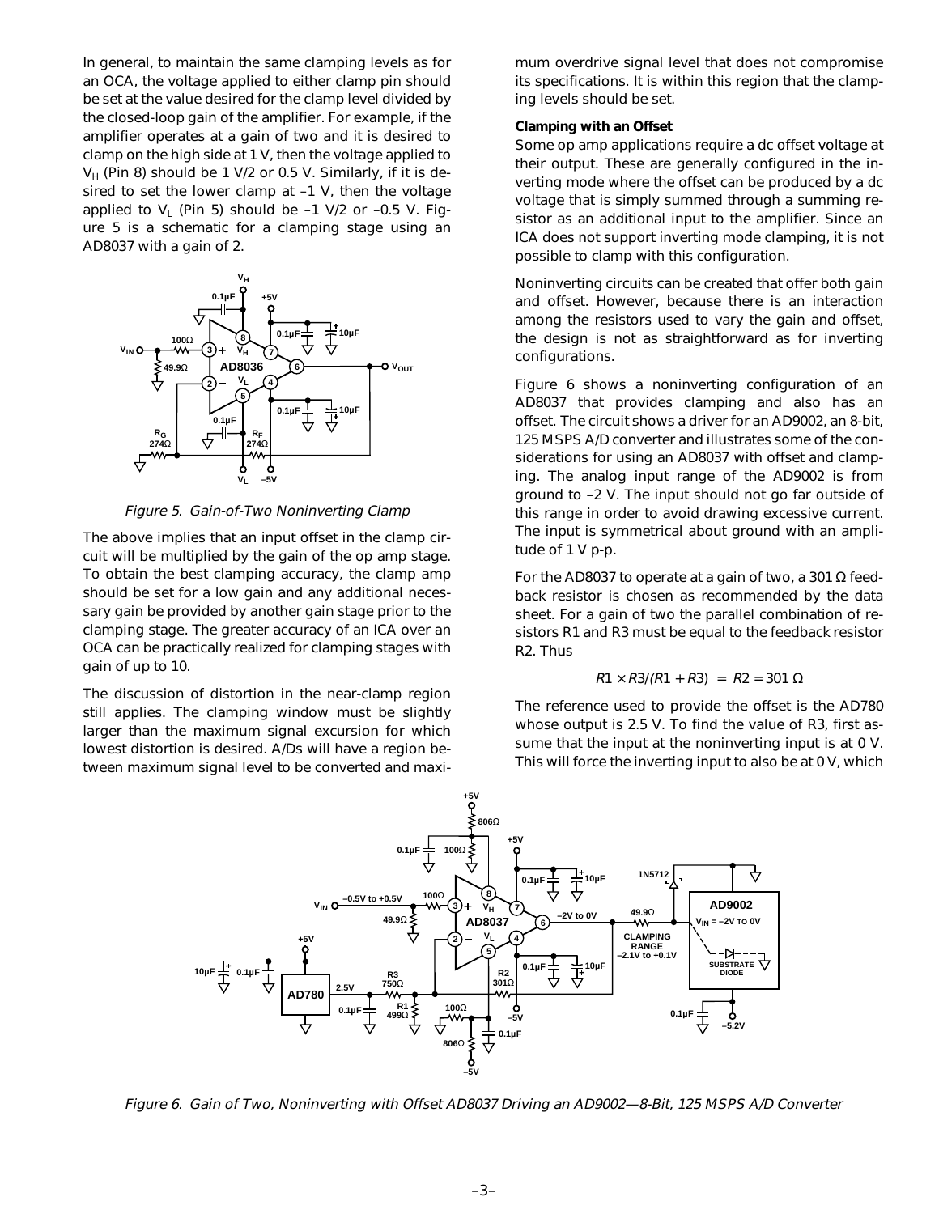In general, to maintain the same clamping levels as for an OCA, the voltage applied to either clamp pin should be set at the value desired for the clamp level divided by the closed-loop gain of the amplifier. For example, if the amplifier operates at a gain of two and it is desired to clamp on the high side at 1 V, then the voltage applied to $V_H$ (Pin 8) should be 1 V/2 or 0.5 V. Similarly, if it is desired to set the lower clamp at –1 V, then the voltage applied to $V_L$ (Pin 5) should be –1 V/2 or –0.5 V. Figure 5 is a schematic for a clamping stage using an AD8037 with a gain of 2.

*Figure 5. Gain-of-Two Noninverting Clamp*

The above implies that an input offset in the clamp circuit will be multiplied by the gain of the op amp stage. To obtain the best clamping accuracy, the clamp amp should be set for a low gain and any additional necessary gain be provided by another gain stage prior to the clamping stage. The greater accuracy of an ICA over an OCA can be practically realized for clamping stages with gain of up to 10.

The discussion of distortion in the near-clamp region still applies. The clamping window must be slightly larger than the maximum signal excursion for which lowest distortion is desired. A/Ds will have a region between maximum signal level to be converted and maximum overdrive signal level that does not compromise its specifications. It is within this region that the clamping levels should be set.

**Clamping with an Offset**

Some op amp applications require a dc offset voltage at their output. These are generally configured in the inverting mode where the offset can be produced by a dc voltage that is simply summed through a summing resistor as an additional input to the amplifier. Since an ICA does not support inverting mode clamping, it is not possible to clamp with this configuration.

Noninverting circuits can be created that offer both gain and offset. However, because there is an interaction among the resistors used to vary the gain and offset, the design is not as straightforward as for inverting configurations.

Figure 6 shows a noninverting configuration of an AD8037 that provides clamping and also has an offset. The circuit shows a driver for an AD9002, an 8-bit, 125 MSPS A/D converter and illustrates some of the considerations for using an AD8037 with offset and clamping. The analog input range of the AD9002 is from ground to –2 V. The input should not go far outside of this range in order to avoid drawing excessive current. The input is symmetrical about ground with an amplitude of 1 V p-p.

For the AD8037 to operate at a gain of two, a 301 Ω feedback resistor is chosen as recommended by the data sheet. For a gain of two the parallel combination of resistors R1 and R3 must be equal to the feedback resistor R2. Thus

$$R1 \times R3/(R1 + R3) = R2 = 301\ \Omega$$

The reference used to provide the offset is the AD780 whose output is 2.5 V. To find the value of R3, first assume that the input at the noninverting input is at 0 V. This will force the inverting input to also be at 0 V, which

*Figure 6. Gain of Two, Noninverting with Offset AD8037 Driving an AD9002—8-Bit, 125 MSPS A/D Converter*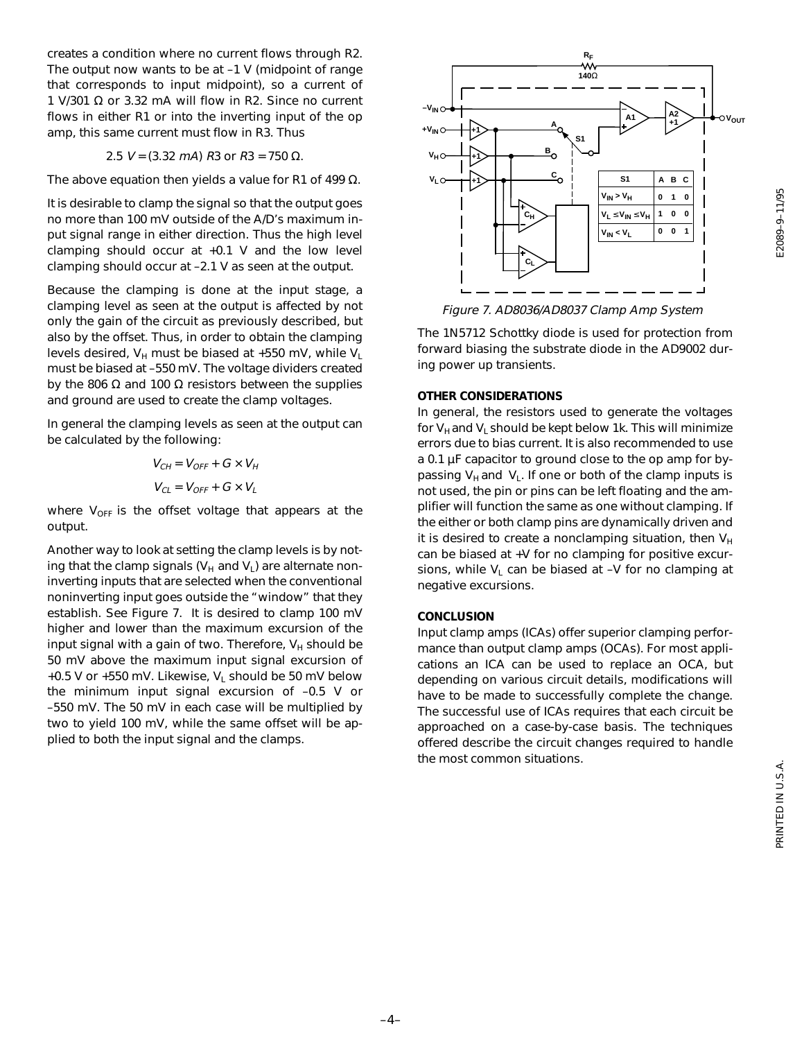creates a condition where no current flows through R2. The output now wants to be at –1 V (midpoint of range that corresponds to input midpoint), so a current of 1 V/301 Ω or 3.32 mA will flow in R2. Since no current flows in either R1 or into the inverting input of the op amp, this same current must flow in R3. Thus

$$2.5\ V = (3.32\ mA)\ R3 \text{ or } R3 = 750\ \Omega.$$

The above equation then yields a value for R1 of 499 Ω.

It is desirable to clamp the signal so that the output goes no more than 100 mV outside of the A/D's maximum input signal range in either direction. Thus the high level clamping should occur at +0.1 V and the low level clamping should occur at –2.1 V as seen at the output.

Because the clamping is done at the input stage, a clamping level as seen at the output is affected by not only the gain of the circuit as previously described, but also by the offset. Thus, in order to obtain the clamping levels desired, $V_H$ must be biased at +550 mV, while $V_L$ must be biased at –550 mV. The voltage dividers created by the 806 Ω and 100 Ω resistors between the supplies and ground are used to create the clamp voltages.

In general the clamping levels as seen at the output can be calculated by the following:

$$V_{CH} = V_{OFF} + G \times V_H$$

$$V_{CL} = V_{OFF} + G \times V_L$$

where $V_{OFF}$ is the offset voltage that appears at the output.

Another way to look at setting the clamp levels is by noting that the clamp signals ($V_H$ and $V_L$) are alternate noninverting inputs that are selected when the conventional noninverting input goes outside the "window" that they establish. See Figure 7. It is desired to clamp 100 mV higher and lower than the maximum excursion of the input signal with a gain of two. Therefore, $V_H$ should be 50 mV above the maximum input signal excursion of +0.5 V or +550 mV. Likewise, $V_L$ should be 50 mV below the minimum input signal excursion of –0.5 V or –550 mV. The 50 mV in each case will be multiplied by two to yield 100 mV, while the same offset will be applied to both the input signal and the clamps.

$R_F$
140Ω
$-V_{IN}$
$+V_{IN}$
$V_H$
$V_L$
+1
+1
+1
A
B
C
S1
A1
A2 +1
$V_{OUT}$
$C_H$
$C_L$

| S1 | A | B | C |
|---|---|---|---|
| $V_{IN} > V_H$ | 0 | 1 | 0 |
| $V_L \leq V_{IN} \leq V_H$ | 1 | 0 | 0 |
| $V_{IN} < V_L$ | 0 | 0 | 1 |

*Figure 7. AD8036/AD8037 Clamp Amp System*

The 1N5712 Schottky diode is used for protection from forward biasing the substrate diode in the AD9002 during power up transients.

## OTHER CONSIDERATIONS

In general, the resistors used to generate the voltages for $V_H$ and $V_L$ should be kept below 1k. This will minimize errors due to bias current. It is also recommended to use a 0.1 µF capacitor to ground close to the op amp for bypassing $V_H$ and $V_L$. If one or both of the clamp inputs is not used, the pin or pins can be left floating and the amplifier will function the same as one without clamping. If the either or both clamp pins are dynamically driven and it is desired to create a nonclamping situation, then $V_H$ can be biased at +V for no clamping for positive excursions, while $V_L$ can be biased at –V for no clamping at negative excursions.

## CONCLUSION

Input clamp amps (ICAs) offer superior clamping performance than output clamp amps (OCAs). For most applications an ICA can be used to replace an OCA, but depending on various circuit details, modifications will have to be made to successfully complete the change. The successful use of ICAs requires that each circuit be approached on a case-by-case basis. The techniques offered describe the circuit changes required to handle the most common situations.